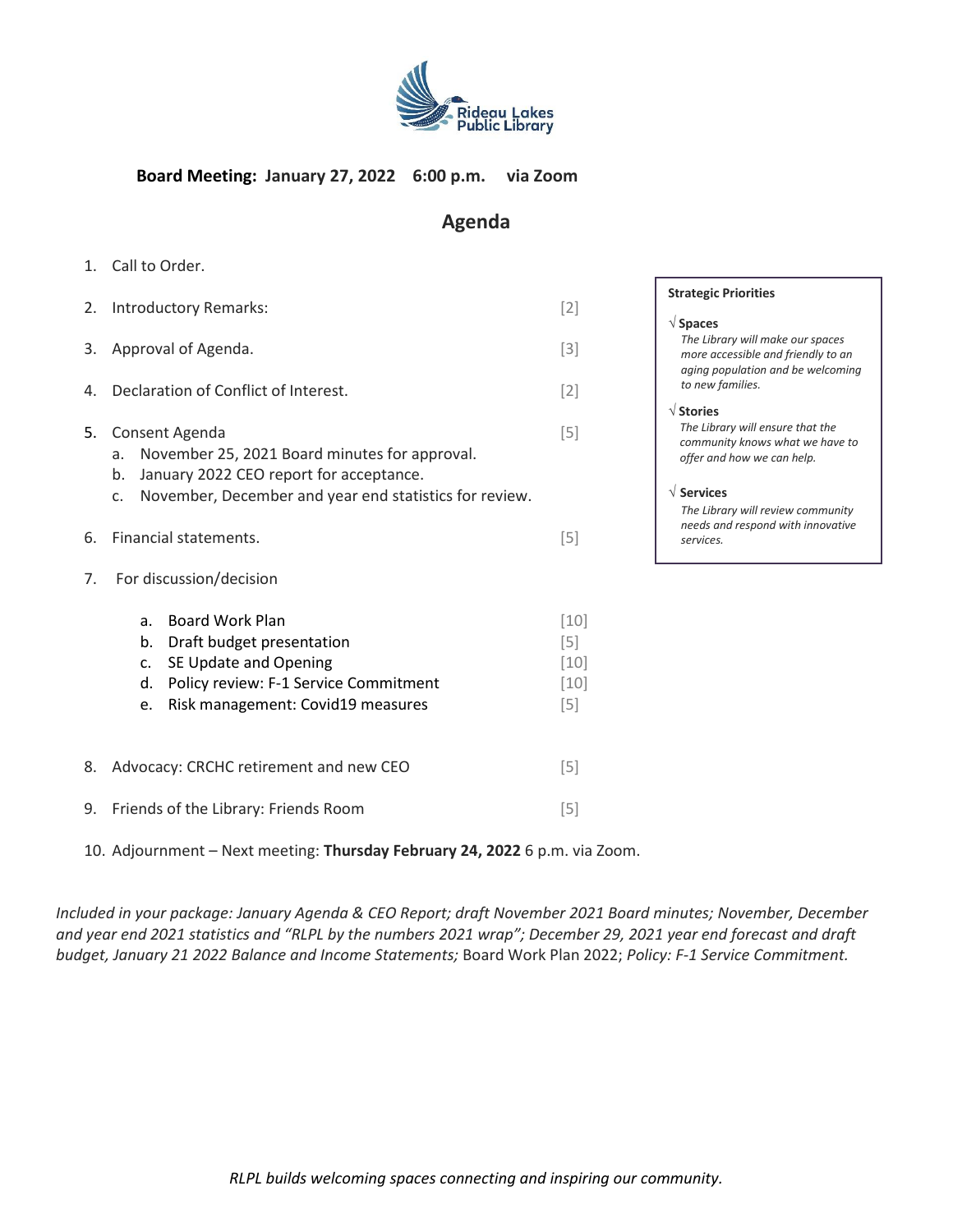Rideau Lakes Public Library

**Board Meeting: January 27, 2022 6:00 p.m. via Zoom**

## Agenda

1. Call to Order.
2. Introductory Remarks: [2]
3. Approval of Agenda. [3]
4. Declaration of Conflict of Interest. [2]
5. Consent Agenda [5]
   a. November 25, 2021 Board minutes for approval.
   b. January 2022 CEO report for acceptance.
   c. November, December and year end statistics for review.
6. Financial statements. [5]
7. For discussion/decision
   a. Board Work Plan [10]
   b. Draft budget presentation [5]
   c. SE Update and Opening [10]
   d. Policy review: F-1 Service Commitment [10]
   e. Risk management: Covid19 measures [5]
8. Advocacy: CRCHC retirement and new CEO [5]
9. Friends of the Library: Friends Room [5]
10. Adjournment – Next meeting: **Thursday February 24, 2022** 6 p.m. via Zoom.

**Strategic Priorities**

√ **Spaces**
*The Library will make our spaces more accessible and friendly to an aging population and be welcoming to new families.*

√ **Stories**
*The Library will ensure that the community knows what we have to offer and how we can help.*

√ **Services**
*The Library will review community needs and respond with innovative services.*

*Included in your package: January Agenda & CEO Report; draft November 2021 Board minutes; November, December and year end 2021 statistics and "RLPL by the numbers 2021 wrap"; December 29, 2021 year end forecast and draft budget, January 21 2022 Balance and Income Statements;* Board Work Plan 2022; *Policy: F-1 Service Commitment.*

*RLPL builds welcoming spaces connecting and inspiring our community.*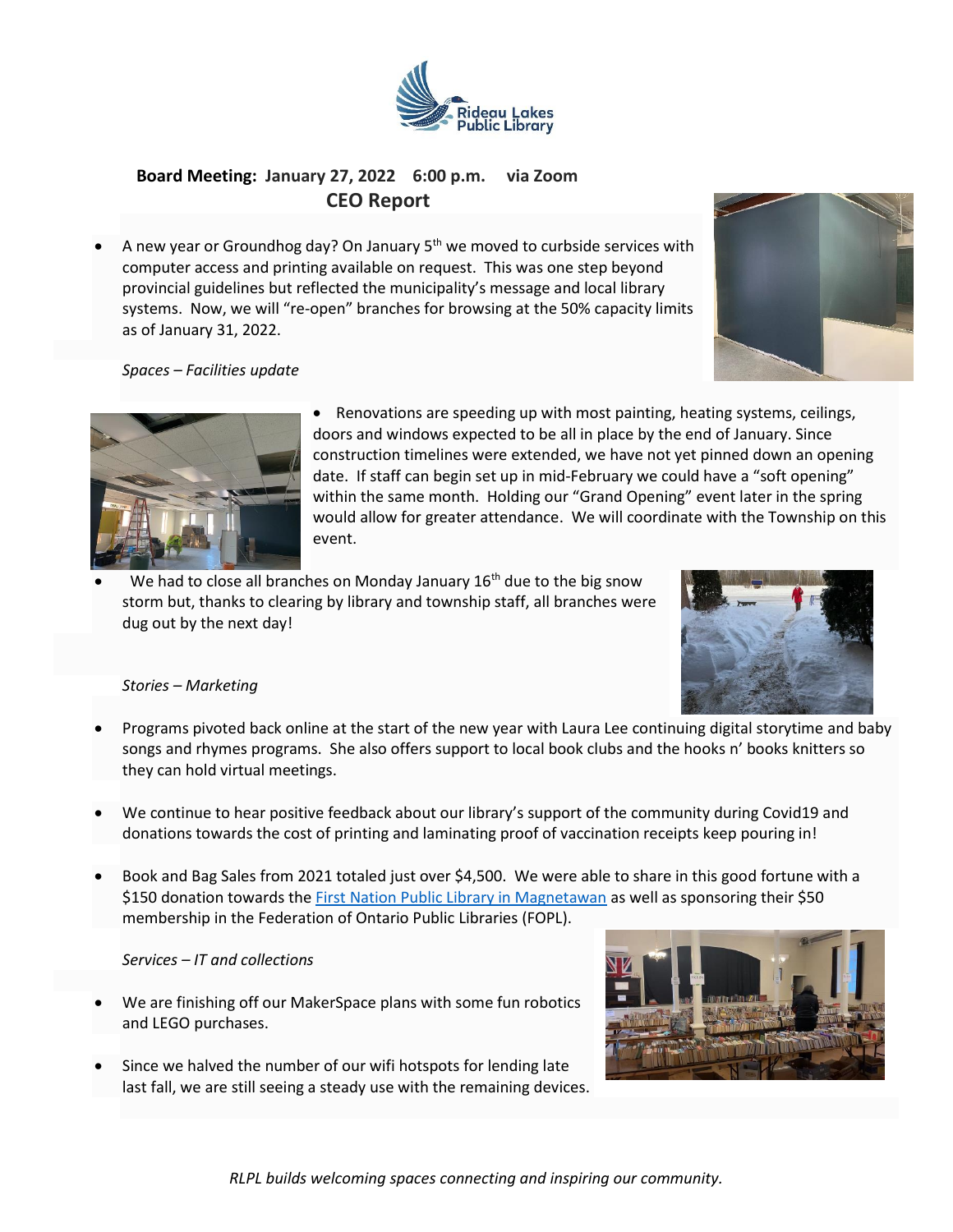Board Meeting: January 27, 2022 6:00 p.m. via Zoom

## CEO Report

- A new year or Groundhog day? On January 5th we moved to curbside services with computer access and printing available on request. This was one step beyond provincial guidelines but reflected the municipality's message and local library systems. Now, we will "re-open" branches for browsing at the 50% capacity limits as of January 31, 2022.

*Spaces – Facilities update*

- Renovations are speeding up with most painting, heating systems, ceilings, doors and windows expected to be all in place by the end of January. Since construction timelines were extended, we have not yet pinned down an opening date. If staff can begin set up in mid-February we could have a "soft opening" within the same month. Holding our "Grand Opening" event later in the spring would allow for greater attendance. We will coordinate with the Township on this event.

- We had to close all branches on Monday January 16th due to the big snow storm but, thanks to clearing by library and township staff, all branches were dug out by the next day!

*Stories – Marketing*

- Programs pivoted back online at the start of the new year with Laura Lee continuing digital storytime and baby songs and rhymes programs. She also offers support to local book clubs and the hooks n' books knitters so they can hold virtual meetings.

- We continue to hear positive feedback about our library's support of the community during Covid19 and donations towards the cost of printing and laminating proof of vaccination receipts keep pouring in!

- Book and Bag Sales from 2021 totaled just over $4,500. We were able to share in this good fortune with a $150 donation towards the First Nation Public Library in Magnetawan as well as sponsoring their $50 membership in the Federation of Ontario Public Libraries (FOPL).

*Services – IT and collections*

- We are finishing off our MakerSpace plans with some fun robotics and LEGO purchases.

- Since we halved the number of our wifi hotspots for lending late last fall, we are still seeing a steady use with the remaining devices.

*RLPL builds welcoming spaces connecting and inspiring our community.*